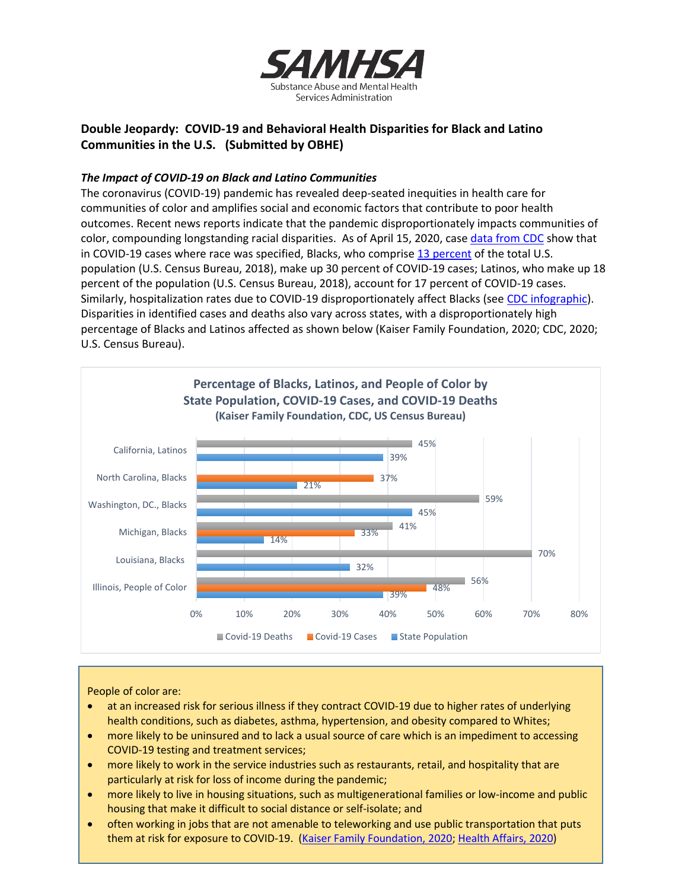**SAMHSA**
Substance Abuse and Mental Health Services Administration

## Double Jeopardy: COVID-19 and Behavioral Health Disparities for Black and Latino Communities in the U.S. (Submitted by OBHE)

### *The Impact of COVID-19 on Black and Latino Communities*

The coronavirus (COVID-19) pandemic has revealed deep-seated inequities in health care for communities of color and amplifies social and economic factors that contribute to poor health outcomes. Recent news reports indicate that the pandemic disproportionately impacts communities of color, compounding longstanding racial disparities. As of April 15, 2020, case data from CDC show that in COVID-19 cases where race was specified, Blacks, who comprise 13 percent of the total U.S. population (U.S. Census Bureau, 2018), make up 30 percent of COVID-19 cases; Latinos, who make up 18 percent of the population (U.S. Census Bureau, 2018), account for 17 percent of COVID-19 cases. Similarly, hospitalization rates due to COVID-19 disproportionately affect Blacks (see CDC infographic). Disparities in identified cases and deaths also vary across states, with a disproportionately high percentage of Blacks and Latinos affected as shown below (Kaiser Family Foundation, 2020; CDC, 2020; U.S. Census Bureau).

**Percentage of Blacks, Latinos, and People of Color by State Population, COVID-19 Cases, and COVID-19 Deaths**
**(Kaiser Family Foundation, CDC, US Census Bureau)**

| | Covid-19 Deaths | Covid-19 Cases | State Population |
|---|---|---|---|
| California, Latinos | 45% | | 39% |
| North Carolina, Blacks | | 37% | 21% |
| Washington, DC., Blacks | 59% | | 45% |
| Michigan, Blacks | 41% | 33% | 14% |
| Louisiana, Blacks | 70% | | 32% |
| Illinois, People of Color | 56% | 48% | 39% |

People of color are:

- at an increased risk for serious illness if they contract COVID-19 due to higher rates of underlying health conditions, such as diabetes, asthma, hypertension, and obesity compared to Whites;
- more likely to be uninsured and to lack a usual source of care which is an impediment to accessing COVID-19 testing and treatment services;
- more likely to work in the service industries such as restaurants, retail, and hospitality that are particularly at risk for loss of income during the pandemic;
- more likely to live in housing situations, such as multigenerational families or low-income and public housing that make it difficult to social distance or self-isolate; and
- often working in jobs that are not amenable to teleworking and use public transportation that puts them at risk for exposure to COVID-19. (Kaiser Family Foundation, 2020; Health Affairs, 2020)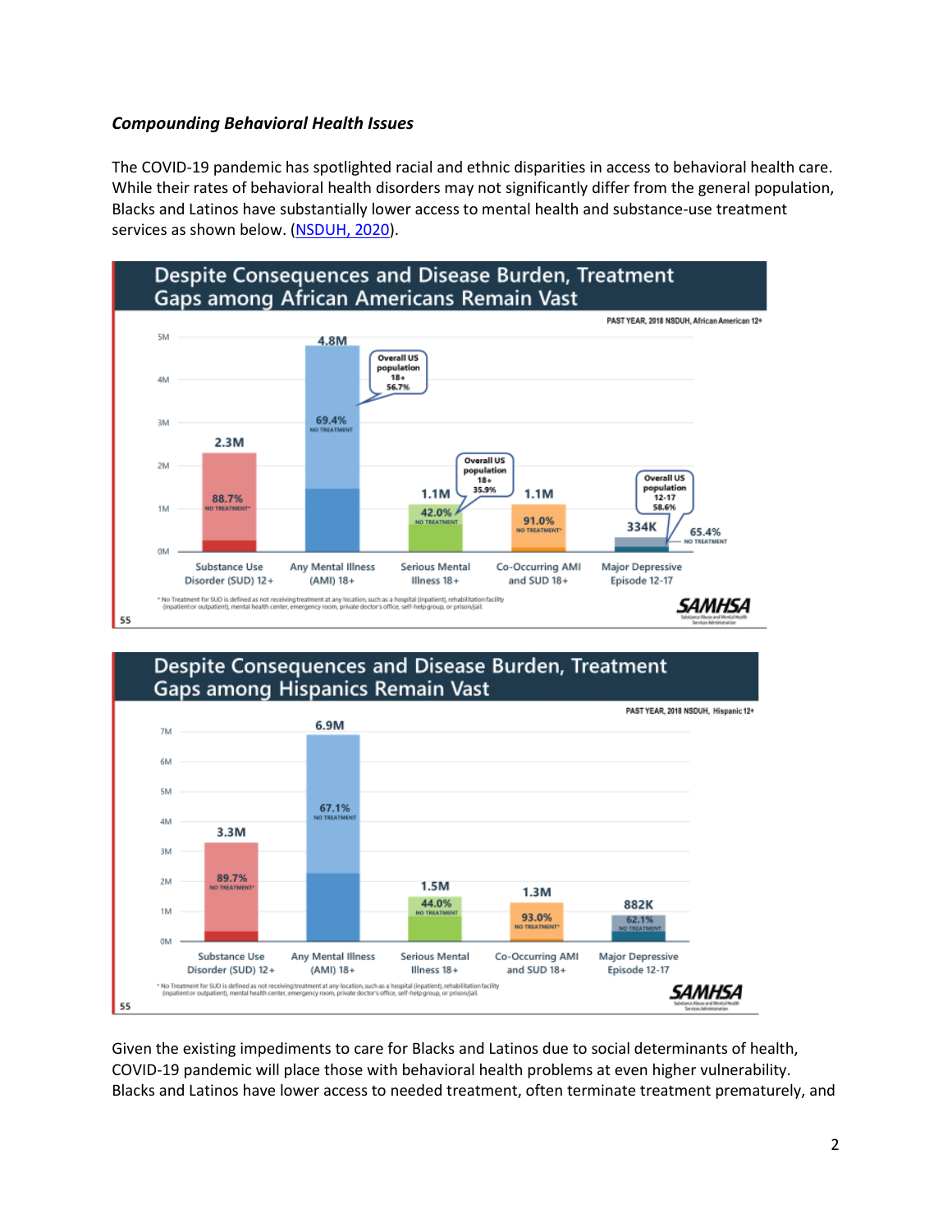***Compounding Behavioral Health Issues***

The COVID-19 pandemic has spotlighted racial and ethnic disparities in access to behavioral health care. While their rates of behavioral health disorders may not significantly differ from the general population, Blacks and Latinos have substantially lower access to mental health and substance-use treatment services as shown below. (NSDUH, 2020).

Given the existing impediments to care for Blacks and Latinos due to social determinants of health, COVID-19 pandemic will place those with behavioral health problems at even higher vulnerability. Blacks and Latinos have lower access to needed treatment, often terminate treatment prematurely, and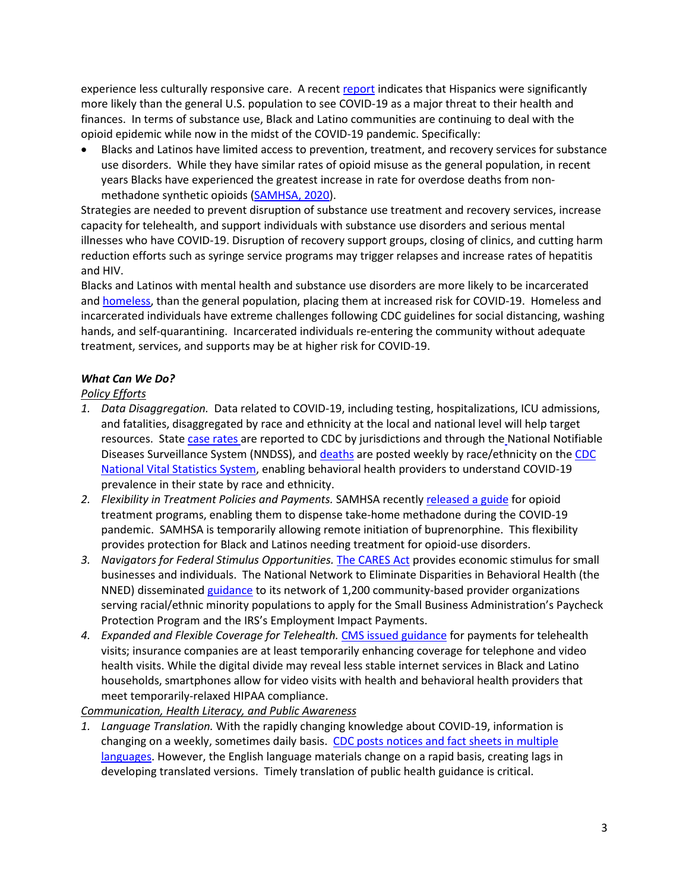experience less culturally responsive care. A recent report indicates that Hispanics were significantly more likely than the general U.S. population to see COVID-19 as a major threat to their health and finances. In terms of substance use, Black and Latino communities are continuing to deal with the opioid epidemic while now in the midst of the COVID-19 pandemic. Specifically:

- Blacks and Latinos have limited access to prevention, treatment, and recovery services for substance use disorders. While they have similar rates of opioid misuse as the general population, in recent years Blacks have experienced the greatest increase in rate for overdose deaths from non-methadone synthetic opioids (SAMHSA, 2020).

Strategies are needed to prevent disruption of substance use treatment and recovery services, increase capacity for telehealth, and support individuals with substance use disorders and serious mental illnesses who have COVID-19. Disruption of recovery support groups, closing of clinics, and cutting harm reduction efforts such as syringe service programs may trigger relapses and increase rates of hepatitis and HIV.

Blacks and Latinos with mental health and substance use disorders are more likely to be incarcerated and homeless, than the general population, placing them at increased risk for COVID-19. Homeless and incarcerated individuals have extreme challenges following CDC guidelines for social distancing, washing hands, and self-quarantining. Incarcerated individuals re-entering the community without adequate treatment, services, and supports may be at higher risk for COVID-19.

***What Can We Do?***

<u>*Policy Efforts*</u>

1. *Data Disaggregation.* Data related to COVID-19, including testing, hospitalizations, ICU admissions, and fatalities, disaggregated by race and ethnicity at the local and national level will help target resources. State case rates are reported to CDC by jurisdictions and through the National Notifiable Diseases Surveillance System (NNDSS), and deaths are posted weekly by race/ethnicity on the CDC National Vital Statistics System, enabling behavioral health providers to understand COVID-19 prevalence in their state by race and ethnicity.
2. *Flexibility in Treatment Policies and Payments.* SAMHSA recently released a guide for opioid treatment programs, enabling them to dispense take-home methadone during the COVID-19 pandemic. SAMHSA is temporarily allowing remote initiation of buprenorphine. This flexibility provides protection for Black and Latinos needing treatment for opioid-use disorders.
3. *Navigators for Federal Stimulus Opportunities.* The CARES Act provides economic stimulus for small businesses and individuals. The National Network to Eliminate Disparities in Behavioral Health (the NNED) disseminated guidance to its network of 1,200 community-based provider organizations serving racial/ethnic minority populations to apply for the Small Business Administration's Paycheck Protection Program and the IRS's Employment Impact Payments.
4. *Expanded and Flexible Coverage for Telehealth.* CMS issued guidance for payments for telehealth visits; insurance companies are at least temporarily enhancing coverage for telephone and video health visits. While the digital divide may reveal less stable internet services in Black and Latino households, smartphones allow for video visits with health and behavioral health providers that meet temporarily-relaxed HIPAA compliance.

<u>*Communication, Health Literacy, and Public Awareness*</u>

1. *Language Translation.* With the rapidly changing knowledge about COVID-19, information is changing on a weekly, sometimes daily basis. CDC posts notices and fact sheets in multiple languages. However, the English language materials change on a rapid basis, creating lags in developing translated versions. Timely translation of public health guidance is critical.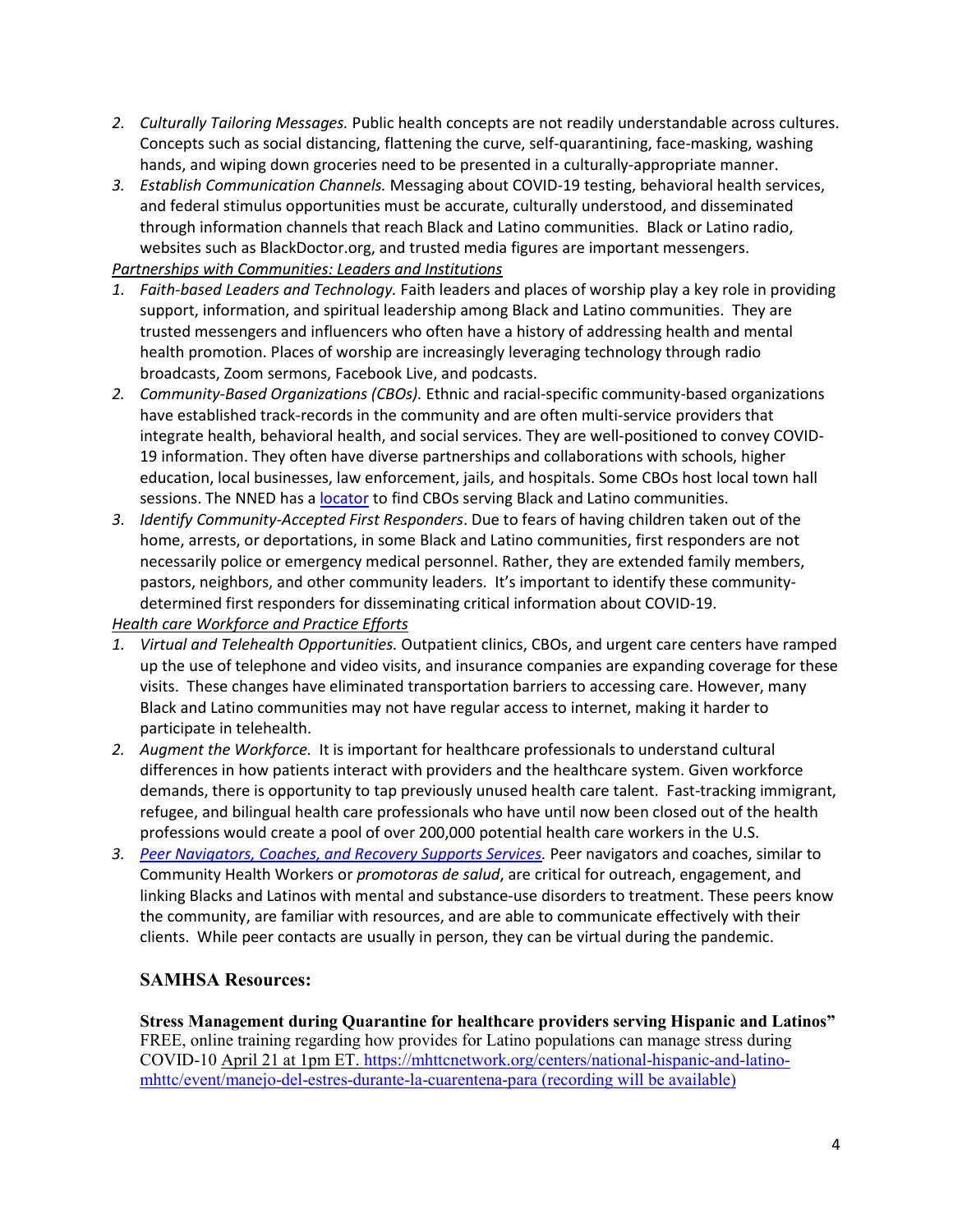2. *Culturally Tailoring Messages.* Public health concepts are not readily understandable across cultures. Concepts such as social distancing, flattening the curve, self-quarantining, face-masking, washing hands, and wiping down groceries need to be presented in a culturally-appropriate manner.
3. *Establish Communication Channels.* Messaging about COVID-19 testing, behavioral health services, and federal stimulus opportunities must be accurate, culturally understood, and disseminated through information channels that reach Black and Latino communities. Black or Latino radio, websites such as BlackDoctor.org, and trusted media figures are important messengers.

*Partnerships with Communities: Leaders and Institutions*

1. *Faith-based Leaders and Technology.* Faith leaders and places of worship play a key role in providing support, information, and spiritual leadership among Black and Latino communities. They are trusted messengers and influencers who often have a history of addressing health and mental health promotion. Places of worship are increasingly leveraging technology through radio broadcasts, Zoom sermons, Facebook Live, and podcasts.
2. *Community-Based Organizations (CBOs).* Ethnic and racial-specific community-based organizations have established track-records in the community and are often multi-service providers that integrate health, behavioral health, and social services. They are well-positioned to convey COVID-19 information. They often have diverse partnerships and collaborations with schools, higher education, local businesses, law enforcement, jails, and hospitals. Some CBOs host local town hall sessions. The NNED has a locator to find CBOs serving Black and Latino communities.
3. *Identify Community-Accepted First Responders*. Due to fears of having children taken out of the home, arrests, or deportations, in some Black and Latino communities, first responders are not necessarily police or emergency medical personnel. Rather, they are extended family members, pastors, neighbors, and other community leaders. It's important to identify these community-determined first responders for disseminating critical information about COVID-19.

*Health care Workforce and Practice Efforts*

1. *Virtual and Telehealth Opportunities.* Outpatient clinics, CBOs, and urgent care centers have ramped up the use of telephone and video visits, and insurance companies are expanding coverage for these visits. These changes have eliminated transportation barriers to accessing care. However, many Black and Latino communities may not have regular access to internet, making it harder to participate in telehealth.
2. *Augment the Workforce.* It is important for healthcare professionals to understand cultural differences in how patients interact with providers and the healthcare system. Given workforce demands, there is opportunity to tap previously unused health care talent. Fast-tracking immigrant, refugee, and bilingual health care professionals who have until now been closed out of the health professions would create a pool of over 200,000 potential health care workers in the U.S.
3. *Peer Navigators, Coaches, and Recovery Supports Services.* Peer navigators and coaches, similar to Community Health Workers or *promotoras de salud*, are critical for outreach, engagement, and linking Blacks and Latinos with mental and substance-use disorders to treatment. These peers know the community, are familiar with resources, and are able to communicate effectively with their clients. While peer contacts are usually in person, they can be virtual during the pandemic.

## SAMHSA Resources:

**Stress Management during Quarantine for healthcare providers serving Hispanic and Latinos"**
FREE, online training regarding how provides for Latino populations can manage stress during COVID-10 April 21 at 1pm ET. https://mhttcnetwork.org/centers/national-hispanic-and-latino-mhttc/event/manejo-del-estres-durante-la-cuarentena-para (recording will be available)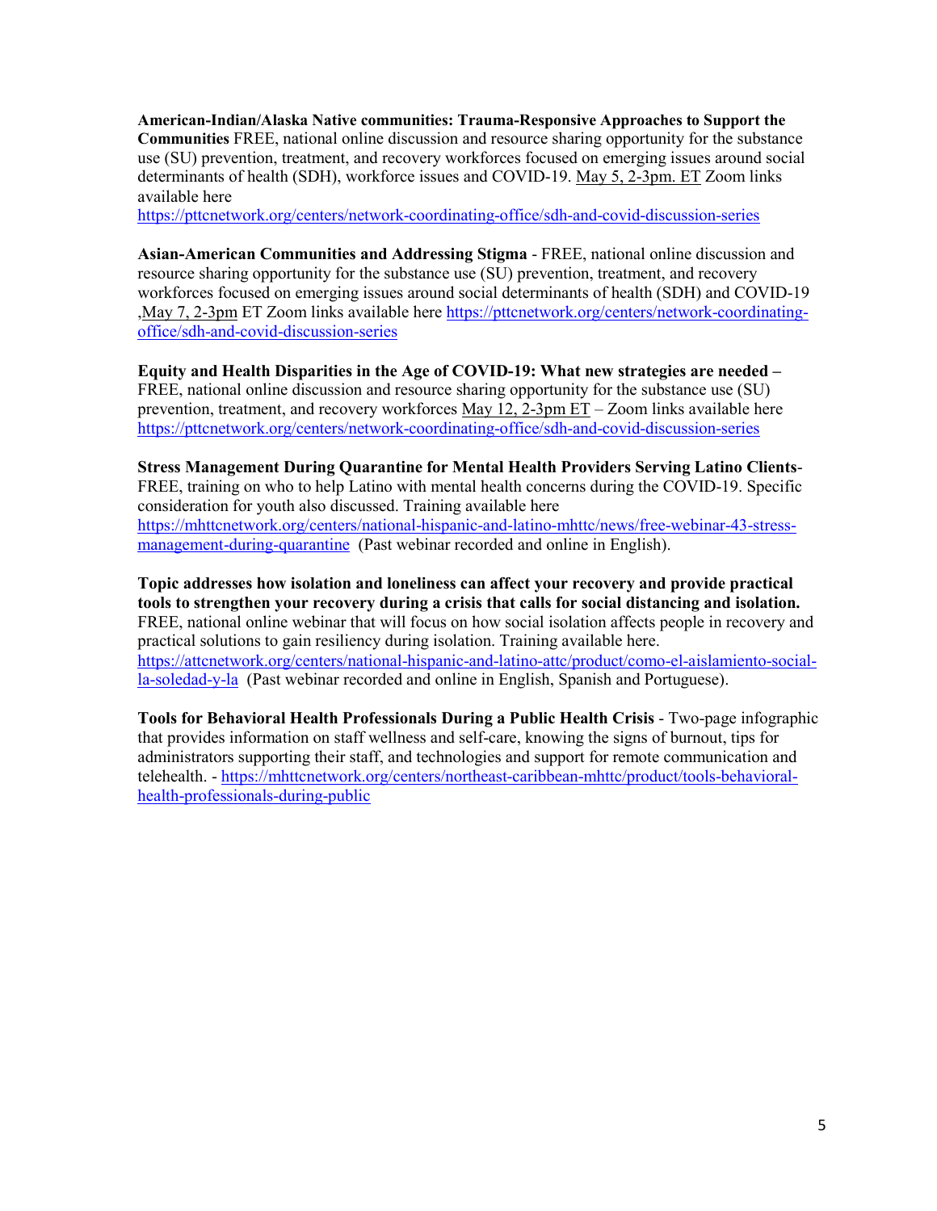**American-Indian/Alaska Native communities: Trauma-Responsive Approaches to Support the Communities** FREE, national online discussion and resource sharing opportunity for the substance use (SU) prevention, treatment, and recovery workforces focused on emerging issues around social determinants of health (SDH), workforce issues and COVID-19. May 5, 2-3pm. ET Zoom links available here https://pttcnetwork.org/centers/network-coordinating-office/sdh-and-covid-discussion-series

**Asian-American Communities and Addressing Stigma** - FREE, national online discussion and resource sharing opportunity for the substance use (SU) prevention, treatment, and recovery workforces focused on emerging issues around social determinants of health (SDH) and COVID-19 ,May 7, 2-3pm ET Zoom links available here https://pttcnetwork.org/centers/network-coordinating-office/sdh-and-covid-discussion-series

**Equity and Health Disparities in the Age of COVID-19: What new strategies are needed –** FREE, national online discussion and resource sharing opportunity for the substance use (SU) prevention, treatment, and recovery workforces May 12, 2-3pm ET – Zoom links available here https://pttcnetwork.org/centers/network-coordinating-office/sdh-and-covid-discussion-series

**Stress Management During Quarantine for Mental Health Providers Serving Latino Clients**-FREE, training on who to help Latino with mental health concerns during the COVID-19. Specific consideration for youth also discussed. Training available here https://mhttcnetwork.org/centers/national-hispanic-and-latino-mhttc/news/free-webinar-43-stress-management-during-quarantine (Past webinar recorded and online in English).

**Topic addresses how isolation and loneliness can affect your recovery and provide practical tools to strengthen your recovery during a crisis that calls for social distancing and isolation.** FREE, national online webinar that will focus on how social isolation affects people in recovery and practical solutions to gain resiliency during isolation. Training available here. https://attcnetwork.org/centers/national-hispanic-and-latino-attc/product/como-el-aislamiento-social-la-soledad-y-la (Past webinar recorded and online in English, Spanish and Portuguese).

**Tools for Behavioral Health Professionals During a Public Health Crisis** - Two-page infographic that provides information on staff wellness and self-care, knowing the signs of burnout, tips for administrators supporting their staff, and technologies and support for remote communication and telehealth. - https://mhttcnetwork.org/centers/northeast-caribbean-mhttc/product/tools-behavioral-health-professionals-during-public